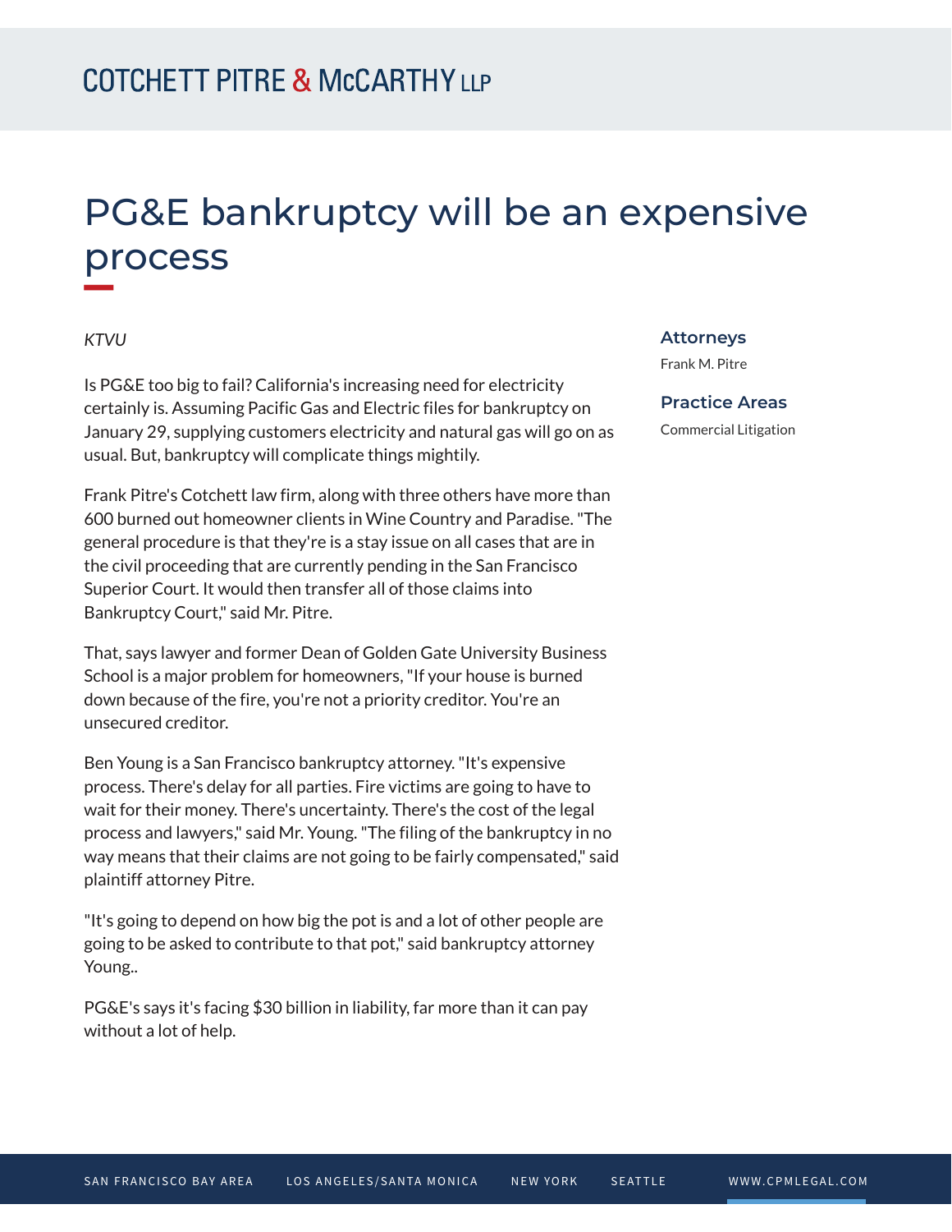COTCHETT PITRE & McCARTHY LLP

# PG&E bankruptcy will be an expensive process

*KTVU*

Is PG&E too big to fail? California's increasing need for electricity certainly is. Assuming Pacific Gas and Electric files for bankruptcy on January 29, supplying customers electricity and natural gas will go on as usual. But, bankruptcy will complicate things mightily.

Frank Pitre's Cotchett law firm, along with three others have more than 600 burned out homeowner clients in Wine Country and Paradise. "The general procedure is that they're is a stay issue on all cases that are in the civil proceeding that are currently pending in the San Francisco Superior Court. It would then transfer all of those claims into Bankruptcy Court," said Mr. Pitre.

That, says lawyer and former Dean of Golden Gate University Business School is a major problem for homeowners, "If your house is burned down because of the fire, you're not a priority creditor. You're an unsecured creditor.

Ben Young is a San Francisco bankruptcy attorney. "It's expensive process. There's delay for all parties. Fire victims are going to have to wait for their money. There's uncertainty. There's the cost of the legal process and lawyers," said Mr. Young. "The filing of the bankruptcy in no way means that their claims are not going to be fairly compensated," said plaintiff attorney Pitre.

"It's going to depend on how big the pot is and a lot of other people are going to be asked to contribute to that pot," said bankruptcy attorney Young..

PG&E's says it's facing $30 billion in liability, far more than it can pay without a lot of help.

### Attorneys

Frank M. Pitre

### Practice Areas

Commercial Litigation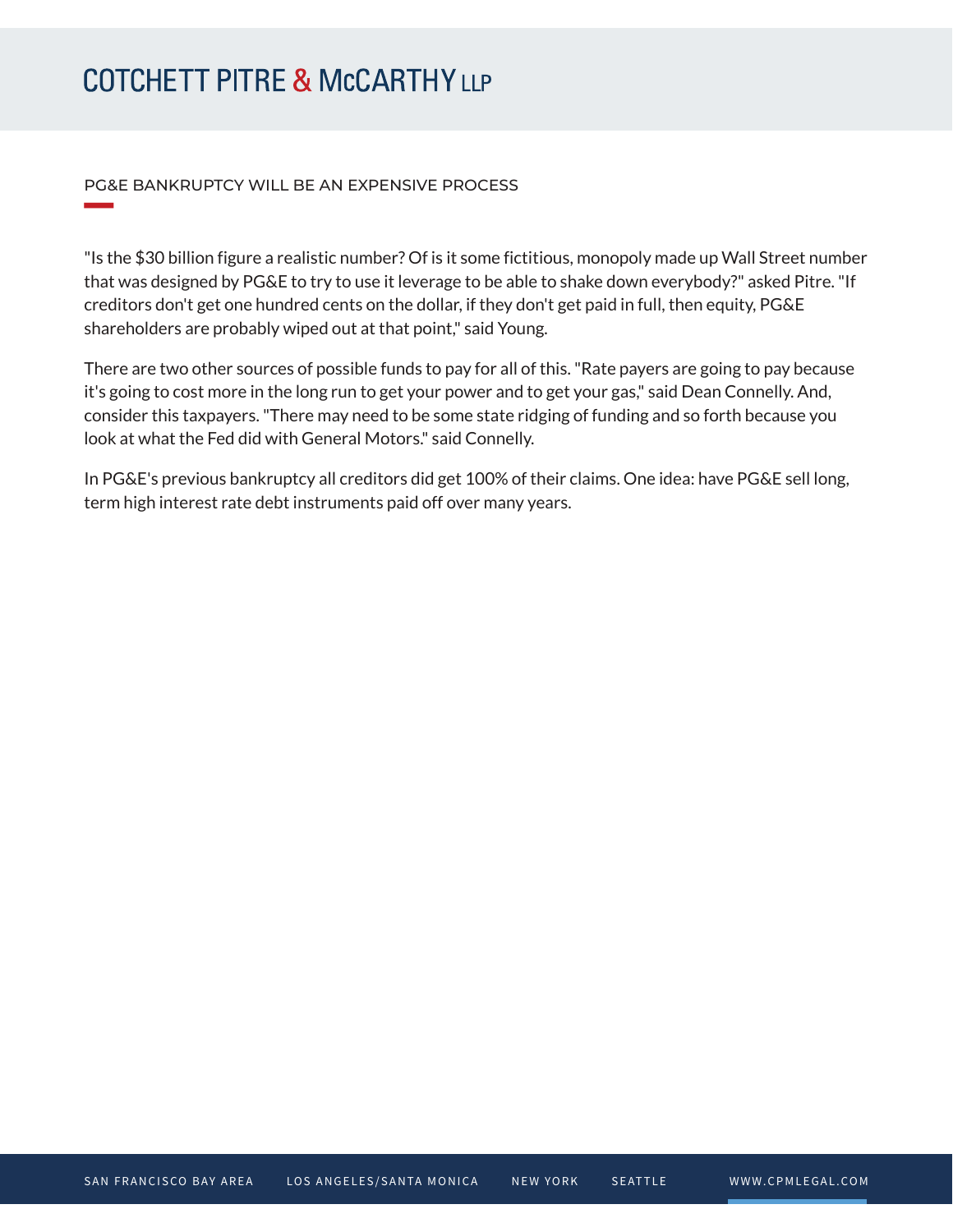PG&E BANKRUPTCY WILL BE AN EXPENSIVE PROCESS

"Is the $30 billion figure a realistic number? Of is it some fictitious, monopoly made up Wall Street number that was designed by PG&E to try to use it leverage to be able to shake down everybody?" asked Pitre. "If creditors don't get one hundred cents on the dollar, if they don't get paid in full, then equity, PG&E shareholders are probably wiped out at that point," said Young.

There are two other sources of possible funds to pay for all of this. "Rate payers are going to pay because it's going to cost more in the long run to get your power and to get your gas," said Dean Connelly. And, consider this taxpayers. "There may need to be some state ridging of funding and so forth because you look at what the Fed did with General Motors." said Connelly.

In PG&E's previous bankruptcy all creditors did get 100% of their claims. One idea: have PG&E sell long, term high interest rate debt instruments paid off over many years.